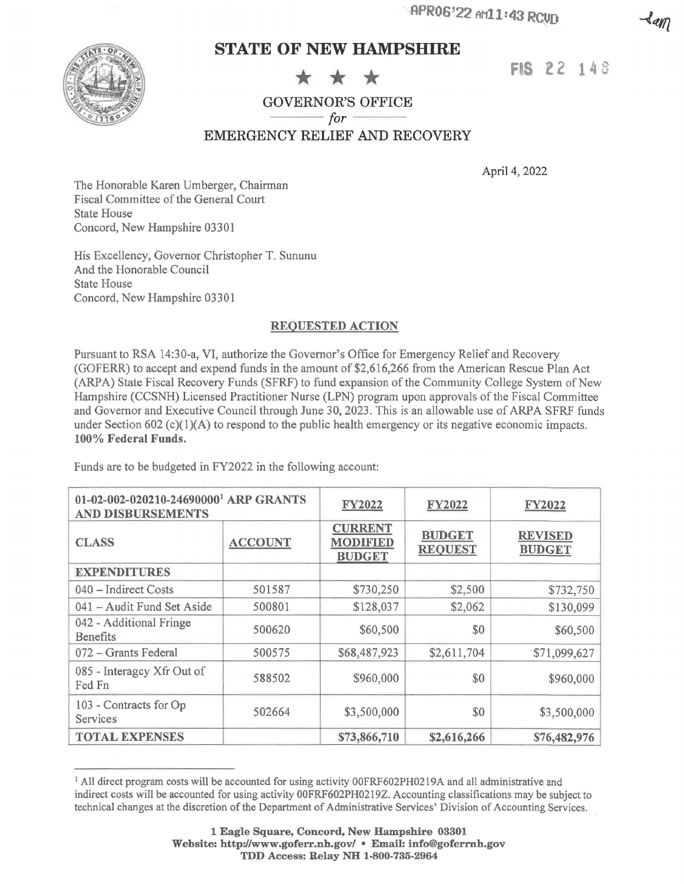APR06'22 AM11:43 RCVD

FIS 22 148

# STATE OF NEW HAMPSHIRE

★ ★ ★

GOVERNOR'S OFFICE
*for*
EMERGENCY RELIEF AND RECOVERY

April 4, 2022

The Honorable Karen Umberger, Chairman
Fiscal Committee of the General Court
State House
Concord, New Hampshire 03301

His Excellency, Governor Christopher T. Sununu
And the Honorable Council
State House
Concord, New Hampshire 03301

## REQUESTED ACTION

Pursuant to RSA 14:30-a, VI, authorize the Governor's Office for Emergency Relief and Recovery (GOFERR) to accept and expend funds in the amount of $2,616,266 from the American Rescue Plan Act (ARPA) State Fiscal Recovery Funds (SFRF) to fund expansion of the Community College System of New Hampshire (CCSNH) Licensed Practitioner Nurse (LPN) program upon approvals of the Fiscal Committee and Governor and Executive Council through June 30, 2023. This is an allowable use of ARPA SFRF funds under Section 602 (c)(1)(A) to respond to the public health emergency or its negative economic impacts. **100% Federal Funds.**

Funds are to be budgeted in FY2022 in the following account:

| 01-02-002-020210-24690000[1] ARP GRANTS AND DISBURSEMENTS | | FY2022 | FY2022 | FY2022 |
|---|---|---|---|---|
| **CLASS** | **ACCOUNT** | **CURRENT MODIFIED BUDGET** | **BUDGET REQUEST** | **REVISED BUDGET** |
| **EXPENDITURES** | | | | |
| 040 – Indirect Costs | 501587 | $730,250 | $2,500 | $732,750 |
| 041 – Audit Fund Set Aside | 500801 | $128,037 | $2,062 | $130,099 |
| 042 - Additional Fringe Benefits | 500620 | $60,500 | $0 | $60,500 |
| 072 – Grants Federal | 500575 | $68,487,923 | $2,611,704 | $71,099,627 |
| 085 - Interagcy Xfr Out of Fed Fn | 588502 | $960,000 | $0 | $960,000 |
| 103 - Contracts for Op Services | 502664 | $3,500,000 | $0 | $3,500,000 |
| **TOTAL EXPENSES** | | **$73,866,710** | **$2,616,266** | **$76,482,976** |

[1] All direct program costs will be accounted for using activity 00FRF602PH0219A and all administrative and indirect costs will be accounted for using activity 00FRF602PH0219Z. Accounting classifications may be subject to technical changes at the discretion of the Department of Administrative Services' Division of Accounting Services.

**1 Eagle Square, Concord, New Hampshire 03301**
**Website: http://www.goferr.nh.gov/ • Email: info@goferrnh.gov**
**TDD Access: Relay NH 1-800-735-2964**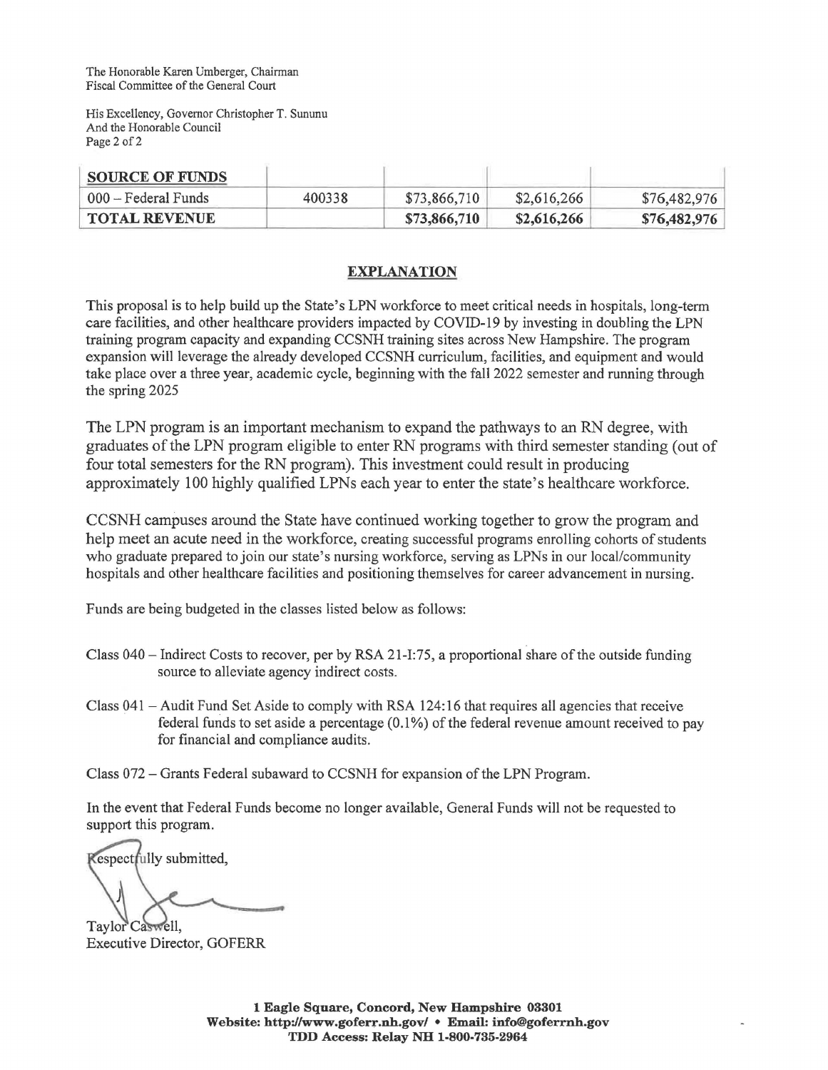The Honorable Karen Umberger, Chairman
Fiscal Committee of the General Court

His Excellency, Governor Christopher T. Sununu
And the Honorable Council

| SOURCE OF FUNDS | | | | |
|---|---|---|---|---|
| 000 – Federal Funds | 400338 | $73,866,710 | $2,616,266 | $76,482,976 |
| **TOTAL REVENUE** | | **$73,866,710** | **$2,616,266** | **$76,482,976** |

## EXPLANATION

This proposal is to help build up the State's LPN workforce to meet critical needs in hospitals, long-term care facilities, and other healthcare providers impacted by COVID-19 by investing in doubling the LPN training program capacity and expanding CCSNH training sites across New Hampshire. The program expansion will leverage the already developed CCSNH curriculum, facilities, and equipment and would take place over a three year, academic cycle, beginning with the fall 2022 semester and running through the spring 2025

The LPN program is an important mechanism to expand the pathways to an RN degree, with graduates of the LPN program eligible to enter RN programs with third semester standing (out of four total semesters for the RN program). This investment could result in producing approximately 100 highly qualified LPNs each year to enter the state's healthcare workforce.

CCSNH campuses around the State have continued working together to grow the program and help meet an acute need in the workforce, creating successful programs enrolling cohorts of students who graduate prepared to join our state's nursing workforce, serving as LPNs in our local/community hospitals and other healthcare facilities and positioning themselves for career advancement in nursing.

Funds are being budgeted in the classes listed below as follows:

Class 040 – Indirect Costs to recover, per by RSA 21-I:75, a proportional share of the outside funding source to alleviate agency indirect costs.

Class 041 – Audit Fund Set Aside to comply with RSA 124:16 that requires all agencies that receive federal funds to set aside a percentage (0.1%) of the federal revenue amount received to pay for financial and compliance audits.

Class 072 – Grants Federal subaward to CCSNH for expansion of the LPN Program.

In the event that Federal Funds become no longer available, General Funds will not be requested to support this program.

Respectfully submitted,

Taylor Caswell,
Executive Director, GOFERR

**1 Eagle Square, Concord, New Hampshire 03301**
**Website: http://www.goferr.nh.gov/ • Email: info@goferrnh.gov**
**TDD Access: Relay NH 1-800-735-2964**